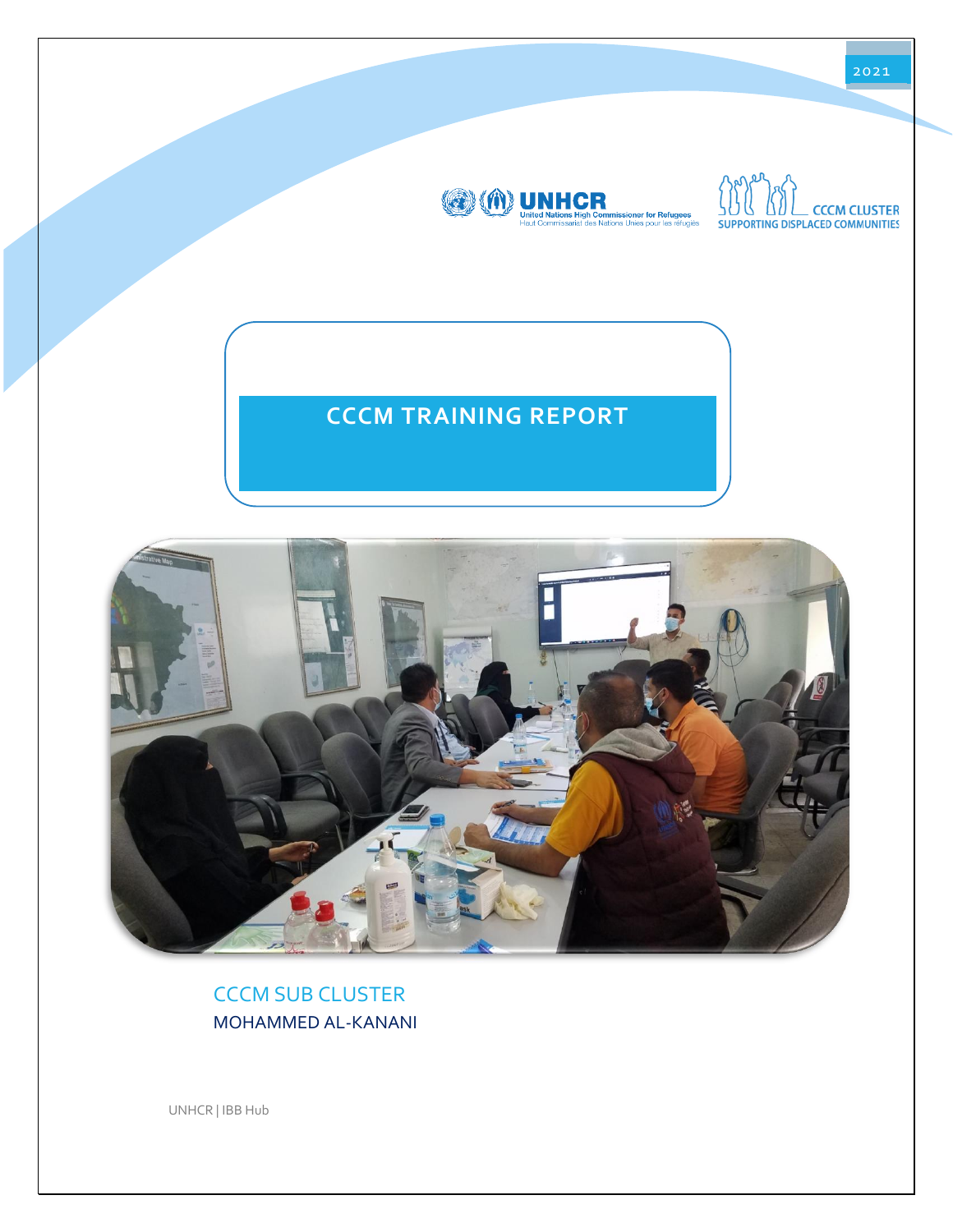2021

UNHCR United Nations High Commissioner for Refugees
Haut Commissariat des Nations Unies pour les réfugiés

CCCM CLUSTER
SUPPORTING DISPLACED COMMUNITIES

# CCCM TRAINING REPORT

CCCM SUB CLUSTER

MOHAMMED AL-KANANI

UNHCR | IBB Hub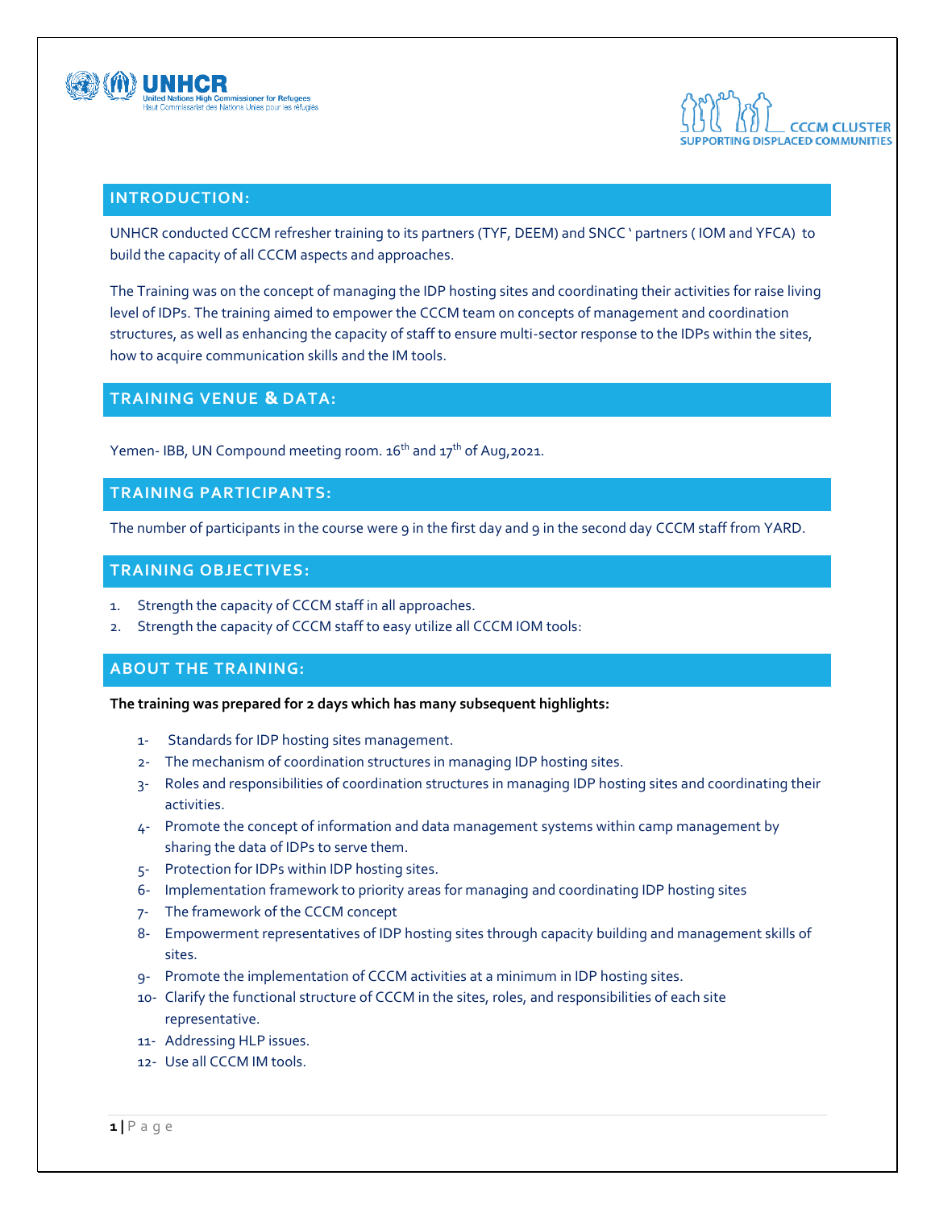## INTRODUCTION:

UNHCR conducted CCCM refresher training to its partners (TYF, DEEM) and SNCC ' partners ( IOM and YFCA) to build the capacity of all CCCM aspects and approaches.

The Training was on the concept of managing the IDP hosting sites and coordinating their activities for raise living level of IDPs. The training aimed to empower the CCCM team on concepts of management and coordination structures, as well as enhancing the capacity of staff to ensure multi-sector response to the IDPs within the sites, how to acquire communication skills and the IM tools.

## TRAINING VENUE & DATA:

Yemen- IBB, UN Compound meeting room. 16th and 17th of Aug,2021.

## TRAINING PARTICIPANTS:

The number of participants in the course were 9 in the first day and 9 in the second day CCCM staff from YARD.

## TRAINING OBJECTIVES:

1. Strength the capacity of CCCM staff in all approaches.
2. Strength the capacity of CCCM staff to easy utilize all CCCM IOM tools:

## ABOUT THE TRAINING:

**The training was prepared for 2 days which has many subsequent highlights:**

1- Standards for IDP hosting sites management.
2- The mechanism of coordination structures in managing IDP hosting sites.
3- Roles and responsibilities of coordination structures in managing IDP hosting sites and coordinating their activities.
4- Promote the concept of information and data management systems within camp management by sharing the data of IDPs to serve them.
5- Protection for IDPs within IDP hosting sites.
6- Implementation framework to priority areas for managing and coordinating IDP hosting sites
7- The framework of the CCCM concept
8- Empowerment representatives of IDP hosting sites through capacity building and management skills of sites.
9- Promote the implementation of CCCM activities at a minimum in IDP hosting sites.
10- Clarify the functional structure of CCCM in the sites, roles, and responsibilities of each site representative.
11- Addressing HLP issues.
12- Use all CCCM IM tools.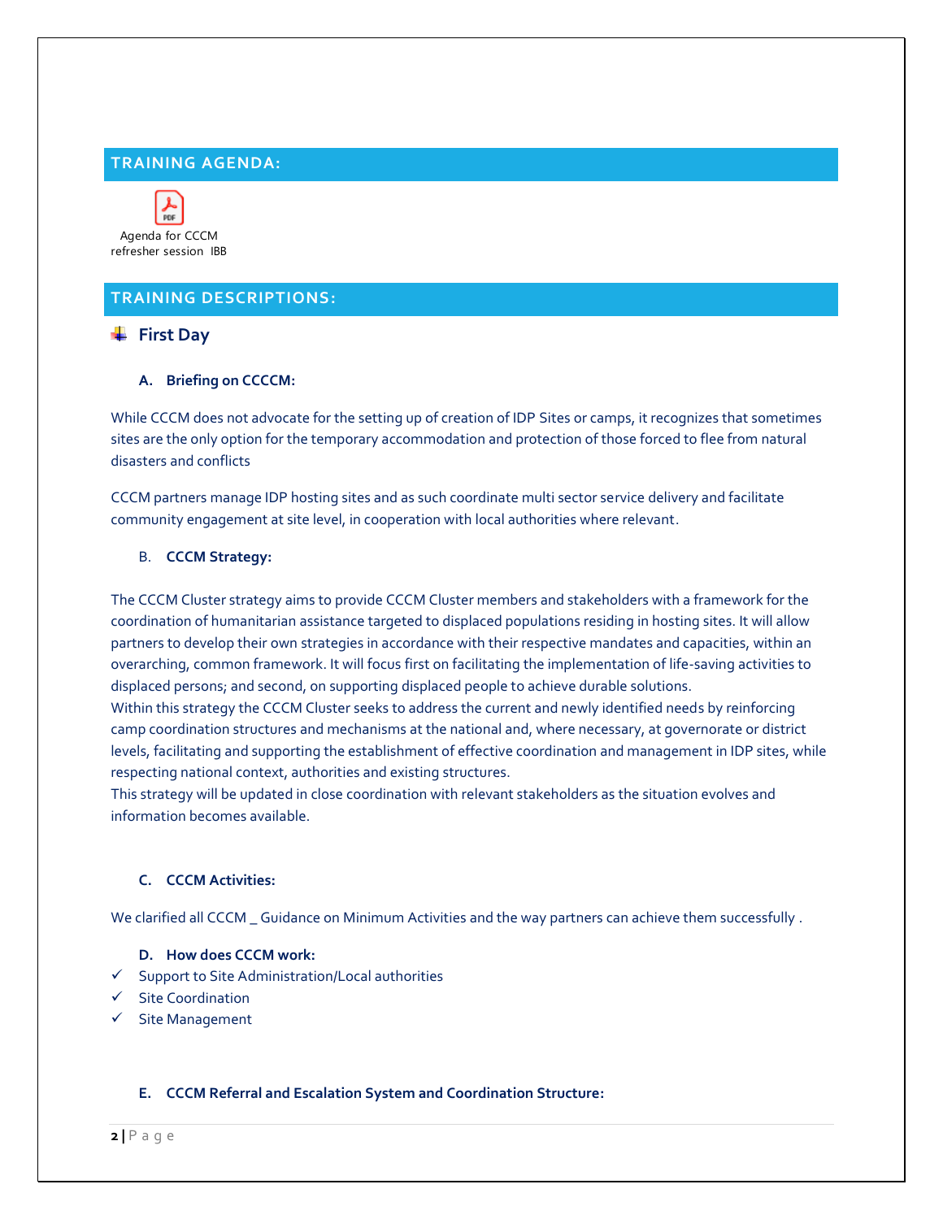## TRAINING AGENDA:

Agenda for CCCM refresher session IBB

## TRAINING DESCRIPTIONS:

### First Day

**A. Briefing on CCCCM:**

While CCCM does not advocate for the setting up of creation of IDP Sites or camps, it recognizes that sometimes sites are the only option for the temporary accommodation and protection of those forced to flee from natural disasters and conflicts

CCCM partners manage IDP hosting sites and as such coordinate multi sector service delivery and facilitate community engagement at site level, in cooperation with local authorities where relevant.

**B. CCCM Strategy:**

The CCCM Cluster strategy aims to provide CCCM Cluster members and stakeholders with a framework for the coordination of humanitarian assistance targeted to displaced populations residing in hosting sites. It will allow partners to develop their own strategies in accordance with their respective mandates and capacities, within an overarching, common framework. It will focus first on facilitating the implementation of life-saving activities to displaced persons; and second, on supporting displaced people to achieve durable solutions.
Within this strategy the CCCM Cluster seeks to address the current and newly identified needs by reinforcing camp coordination structures and mechanisms at the national and, where necessary, at governorate or district levels, facilitating and supporting the establishment of effective coordination and management in IDP sites, while respecting national context, authorities and existing structures.
This strategy will be updated in close coordination with relevant stakeholders as the situation evolves and information becomes available.

**C. CCCM Activities:**

We clarified all CCCM _ Guidance on Minimum Activities and the way partners can achieve them successfully .

**D. How does CCCM work:**

- ✓ Support to Site Administration/Local authorities
- ✓ Site Coordination
- ✓ Site Management

**E. CCCM Referral and Escalation System and Coordination Structure:**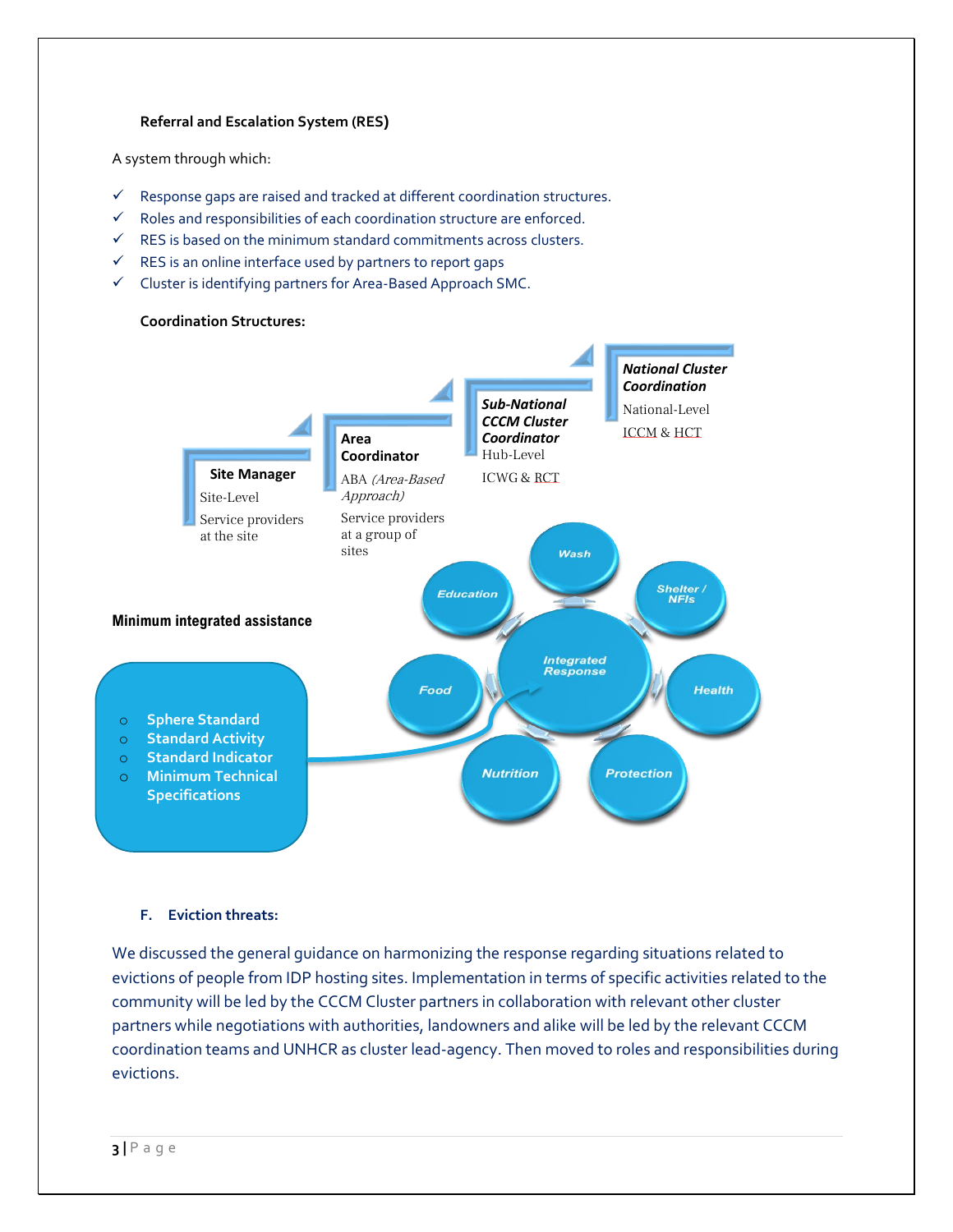**Referral and Escalation System (RES)**

A system through which:

- ✓ Response gaps are raised and tracked at different coordination structures.
- ✓ Roles and responsibilities of each coordination structure are enforced.
- ✓ RES is based on the minimum standard commitments across clusters.
- ✓ RES is an online interface used by partners to report gaps
- ✓ Cluster is identifying partners for Area-Based Approach SMC.

**Coordination Structures:**

**Site Manager**
Site-Level
Service providers at the site

**Area Coordinator**
ABA *(Area-Based Approach)*
Service providers at a group of sites

***Sub-National CCCM Cluster Coordinator***
Hub-Level
ICWG & RCT

***National Cluster Coordination***
National-Level
ICCM & HCT

**Minimum integrated assistance**

- Sphere Standard
- Standard Activity
- Standard Indicator
- Minimum Technical Specifications

Integrated Response: Wash, Shelter / NFIs, Health, Protection, Nutrition, Food, Education

### F. Eviction threats:

We discussed the general guidance on harmonizing the response regarding situations related to evictions of people from IDP hosting sites. Implementation in terms of specific activities related to the community will be led by the CCCM Cluster partners in collaboration with relevant other cluster partners while negotiations with authorities, landowners and alike will be led by the relevant CCCM coordination teams and UNHCR as cluster lead-agency. Then moved to roles and responsibilities during evictions.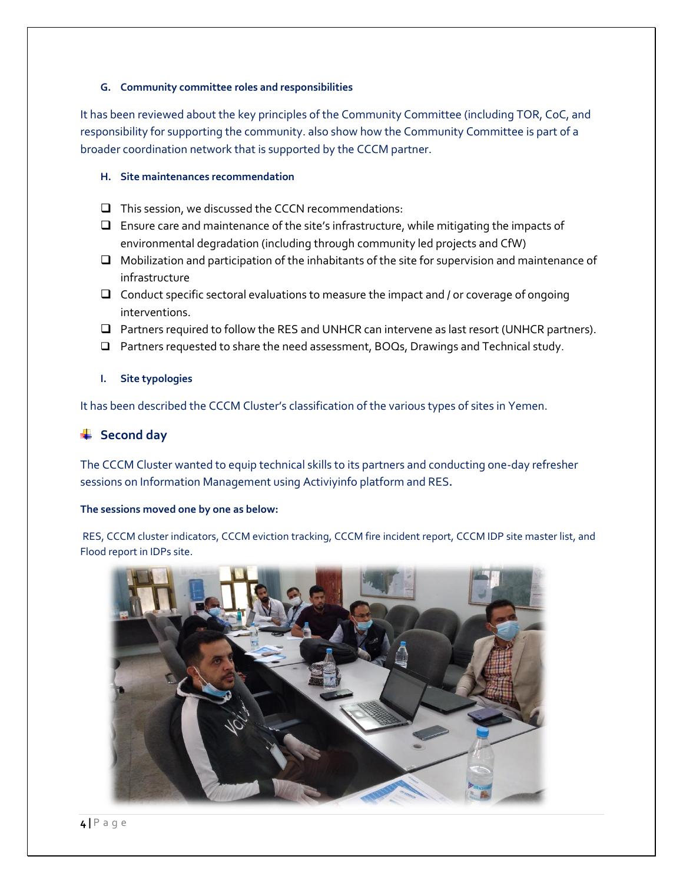#### G. Community committee roles and responsibilities

It has been reviewed about the key principles of the Community Committee (including TOR, CoC, and responsibility for supporting the community. also show how the Community Committee is part of a broader coordination network that is supported by the CCCM partner.

#### H. Site maintenances recommendation

- This session, we discussed the CCCN recommendations:
- Ensure care and maintenance of the site's infrastructure, while mitigating the impacts of environmental degradation (including through community led projects and CfW)
- Mobilization and participation of the inhabitants of the site for supervision and maintenance of infrastructure
- Conduct specific sectoral evaluations to measure the impact and / or coverage of ongoing interventions.
- Partners required to follow the RES and UNHCR can intervene as last resort (UNHCR partners).
- Partners requested to share the need assessment, BOQs, Drawings and Technical study.

#### I. Site typologies

It has been described the CCCM Cluster's classification of the various types of sites in Yemen.

### Second day

The CCCM Cluster wanted to equip technical skills to its partners and conducting one-day refresher sessions on Information Management using Activiyinfo platform and RES.

**The sessions moved one by one as below:**

RES, CCCM cluster indicators, CCCM eviction tracking, CCCM fire incident report, CCCM IDP site master list, and Flood report in IDPs site.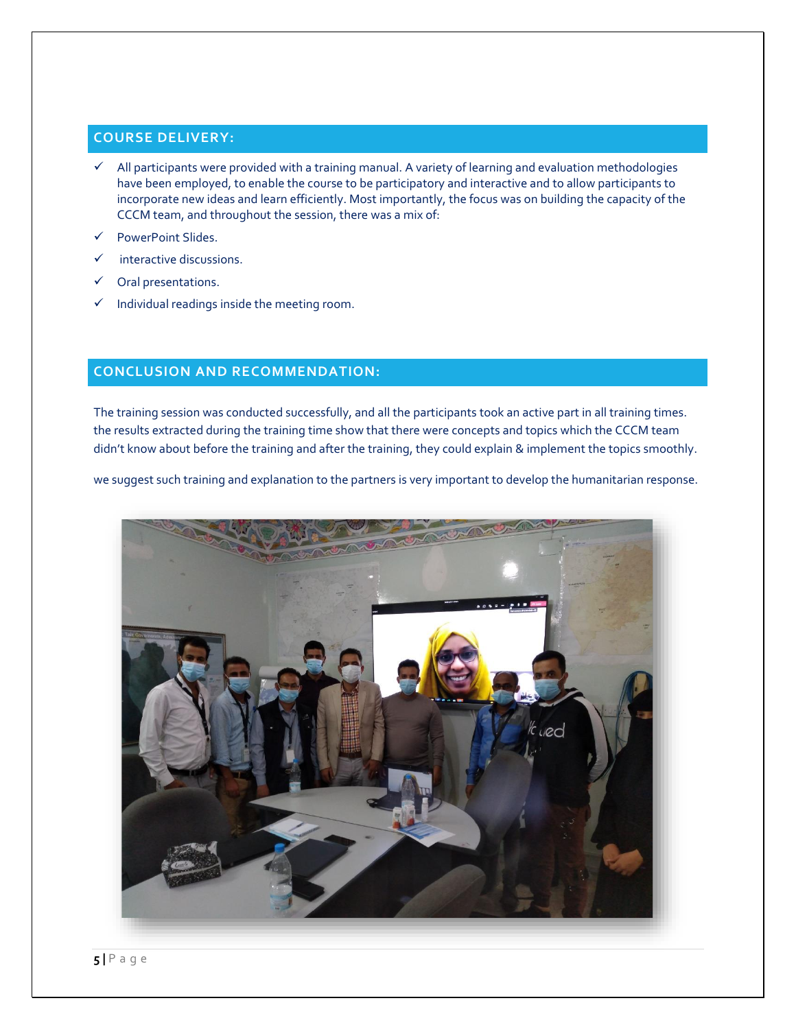## COURSE DELIVERY:

- ✓ All participants were provided with a training manual. A variety of learning and evaluation methodologies have been employed, to enable the course to be participatory and interactive and to allow participants to incorporate new ideas and learn efficiently. Most importantly, the focus was on building the capacity of the CCCM team, and throughout the session, there was a mix of:
- ✓ PowerPoint Slides.
- ✓ interactive discussions.
- ✓ Oral presentations.
- ✓ Individual readings inside the meeting room.

## CONCLUSION AND RECOMMENDATION:

The training session was conducted successfully, and all the participants took an active part in all training times. the results extracted during the training time show that there were concepts and topics which the CCCM team didn't know about before the training and after the training, they could explain & implement the topics smoothly.

we suggest such training and explanation to the partners is very important to develop the humanitarian response.